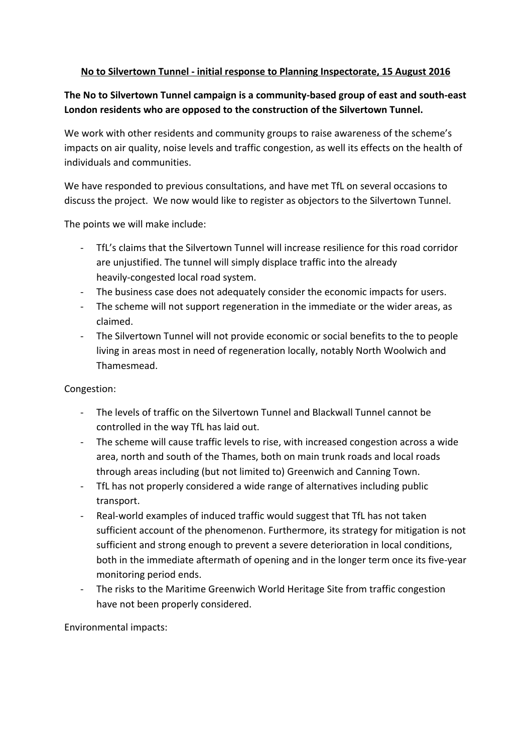**No to Silvertown Tunnel - initial response to Planning Inspectorate, 15 August 2016**

**The No to Silvertown Tunnel campaign is a community-based group of east and south-east London residents who are opposed to the construction of the Silvertown Tunnel.**

We work with other residents and community groups to raise awareness of the scheme's impacts on air quality, noise levels and traffic congestion, as well its effects on the health of individuals and communities.

We have responded to previous consultations, and have met TfL on several occasions to discuss the project. We now would like to register as objectors to the Silvertown Tunnel.

The points we will make include:

- TfL's claims that the Silvertown Tunnel will increase resilience for this road corridor are unjustified. The tunnel will simply displace traffic into the already heavily-congested local road system.
- The business case does not adequately consider the economic impacts for users.
- The scheme will not support regeneration in the immediate or the wider areas, as claimed.
- The Silvertown Tunnel will not provide economic or social benefits to the to people living in areas most in need of regeneration locally, notably North Woolwich and Thamesmead.

Congestion:

- The levels of traffic on the Silvertown Tunnel and Blackwall Tunnel cannot be controlled in the way TfL has laid out.
- The scheme will cause traffic levels to rise, with increased congestion across a wide area, north and south of the Thames, both on main trunk roads and local roads through areas including (but not limited to) Greenwich and Canning Town.
- TfL has not properly considered a wide range of alternatives including public transport.
- Real-world examples of induced traffic would suggest that TfL has not taken sufficient account of the phenomenon. Furthermore, its strategy for mitigation is not sufficient and strong enough to prevent a severe deterioration in local conditions, both in the immediate aftermath of opening and in the longer term once its five-year monitoring period ends.
- The risks to the Maritime Greenwich World Heritage Site from traffic congestion have not been properly considered.

Environmental impacts: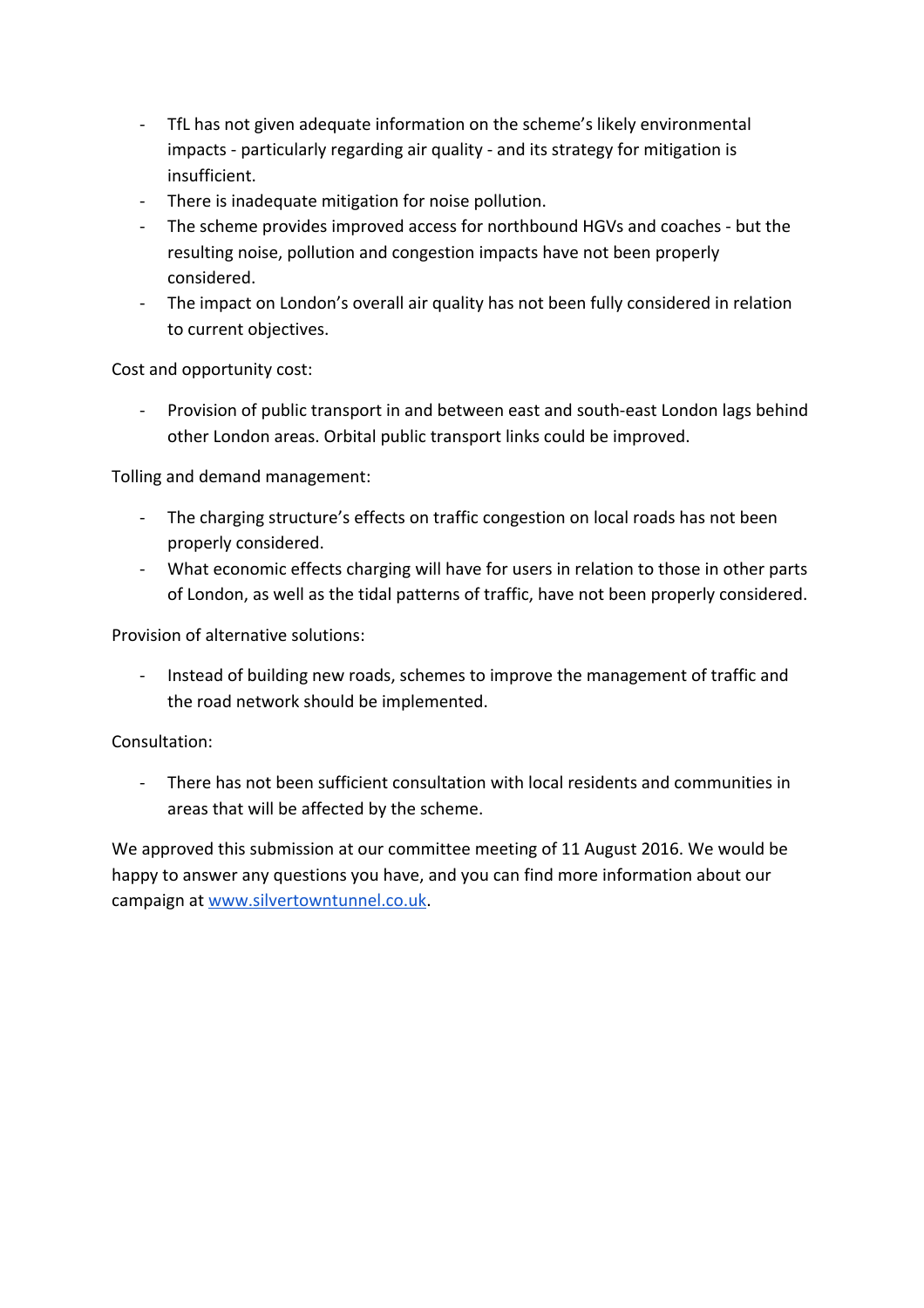- TfL has not given adequate information on the scheme's likely environmental impacts - particularly regarding air quality - and its strategy for mitigation is insufficient.
- There is inadequate mitigation for noise pollution.
- The scheme provides improved access for northbound HGVs and coaches - but the resulting noise, pollution and congestion impacts have not been properly considered.
- The impact on London's overall air quality has not been fully considered in relation to current objectives.

Cost and opportunity cost:

- Provision of public transport in and between east and south-east London lags behind other London areas. Orbital public transport links could be improved.

Tolling and demand management:

- The charging structure's effects on traffic congestion on local roads has not been properly considered.
- What economic effects charging will have for users in relation to those in other parts of London, as well as the tidal patterns of traffic, have not been properly considered.

Provision of alternative solutions:

- Instead of building new roads, schemes to improve the management of traffic and the road network should be implemented.

Consultation:

- There has not been sufficient consultation with local residents and communities in areas that will be affected by the scheme.

We approved this submission at our committee meeting of 11 August 2016. We would be happy to answer any questions you have, and you can find more information about our campaign at [www.silvertowntunnel.co.uk](http://www.silvertowntunnel.co.uk).